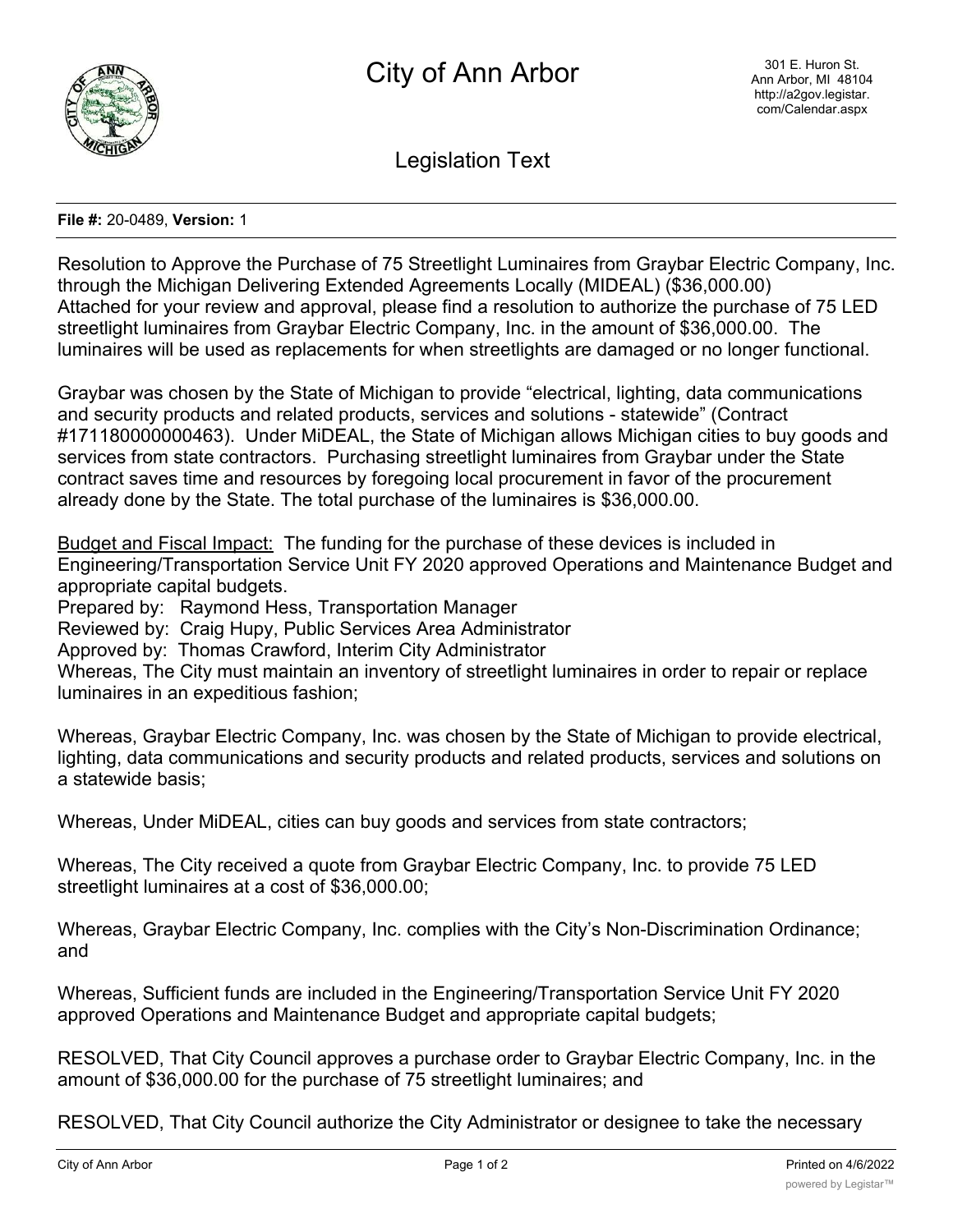# City of Ann Arbor

301 E. Huron St.
Ann Arbor, MI 48104
http://a2gov.legistar.com/Calendar.aspx

## Legislation Text

**File #:** 20-0489, **Version:** 1

Resolution to Approve the Purchase of 75 Streetlight Luminaires from Graybar Electric Company, Inc. through the Michigan Delivering Extended Agreements Locally (MIDEAL) ($36,000.00)
Attached for your review and approval, please find a resolution to authorize the purchase of 75 LED streetlight luminaires from Graybar Electric Company, Inc. in the amount of $36,000.00. The luminaires will be used as replacements for when streetlights are damaged or no longer functional.

Graybar was chosen by the State of Michigan to provide "electrical, lighting, data communications and security products and related products, services and solutions - statewide" (Contract #171180000000463). Under MiDEAL, the State of Michigan allows Michigan cities to buy goods and services from state contractors. Purchasing streetlight luminaires from Graybar under the State contract saves time and resources by foregoing local procurement in favor of the procurement already done by the State. The total purchase of the luminaires is $36,000.00.

Budget and Fiscal Impact: The funding for the purchase of these devices is included in Engineering/Transportation Service Unit FY 2020 approved Operations and Maintenance Budget and appropriate capital budgets.
Prepared by: Raymond Hess, Transportation Manager
Reviewed by: Craig Hupy, Public Services Area Administrator
Approved by: Thomas Crawford, Interim City Administrator
Whereas, The City must maintain an inventory of streetlight luminaires in order to repair or replace luminaires in an expeditious fashion;

Whereas, Graybar Electric Company, Inc. was chosen by the State of Michigan to provide electrical, lighting, data communications and security products and related products, services and solutions on a statewide basis;

Whereas, Under MiDEAL, cities can buy goods and services from state contractors;

Whereas, The City received a quote from Graybar Electric Company, Inc. to provide 75 LED streetlight luminaires at a cost of $36,000.00;

Whereas, Graybar Electric Company, Inc. complies with the City's Non-Discrimination Ordinance; and

Whereas, Sufficient funds are included in the Engineering/Transportation Service Unit FY 2020 approved Operations and Maintenance Budget and appropriate capital budgets;

RESOLVED, That City Council approves a purchase order to Graybar Electric Company, Inc. in the amount of $36,000.00 for the purchase of 75 streetlight luminaires; and

RESOLVED, That City Council authorize the City Administrator or designee to take the necessary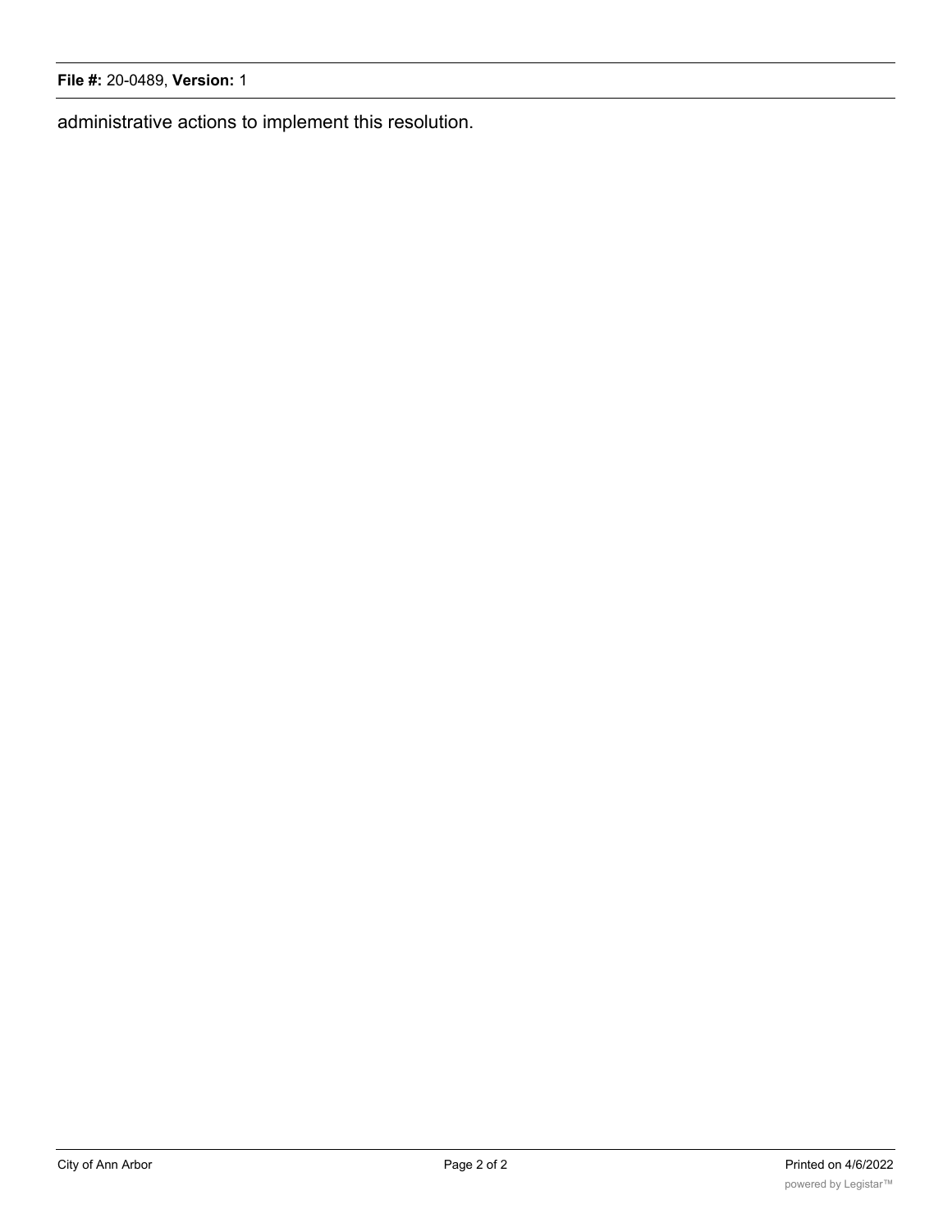administrative actions to implement this resolution.